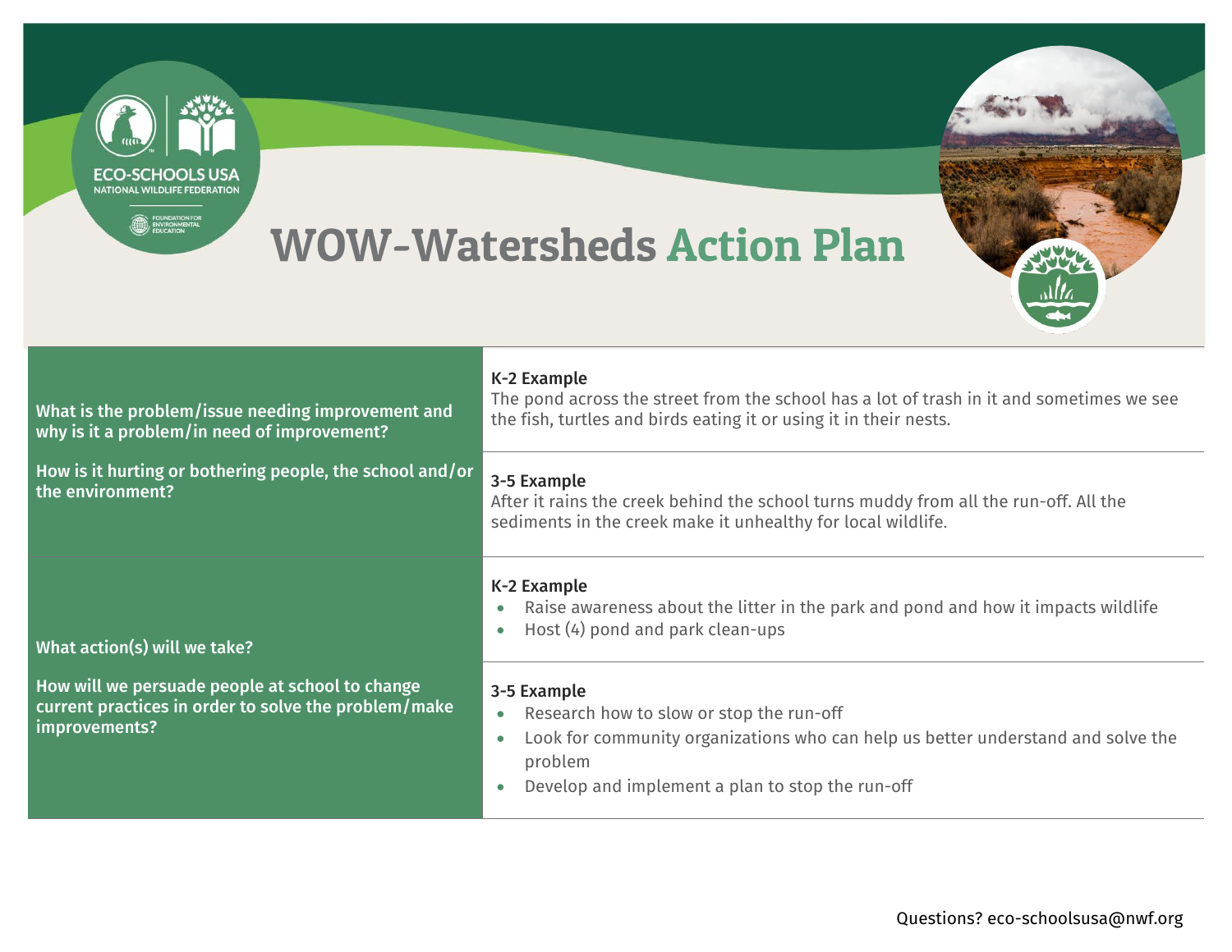# WOW-Watersheds Action Plan

| | |
|---|---|
| **What is the problem/issue needing improvement and why is it a problem/in need of improvement?**<br><br>**How is it hurting or bothering people, the school and/or the environment?** | **K-2 Example**<br>The pond across the street from the school has a lot of trash in it and sometimes we see the fish, turtles and birds eating it or using it in their nests.<br><br>**3-5 Example**<br>After it rains the creek behind the school turns muddy from all the run-off. All the sediments in the creek make it unhealthy for local wildlife. |
| **What action(s) will we take?**<br><br>**How will we persuade people at school to change current practices in order to solve the problem/make improvements?** | **K-2 Example**<br>• Raise awareness about the litter in the park and pond and how it impacts wildlife<br>• Host (4) pond and park clean-ups<br><br>**3-5 Example**<br>• Research how to slow or stop the run-off<br>• Look for community organizations who can help us better understand and solve the problem<br>• Develop and implement a plan to stop the run-off |

Questions? eco-schoolsusa@nwf.org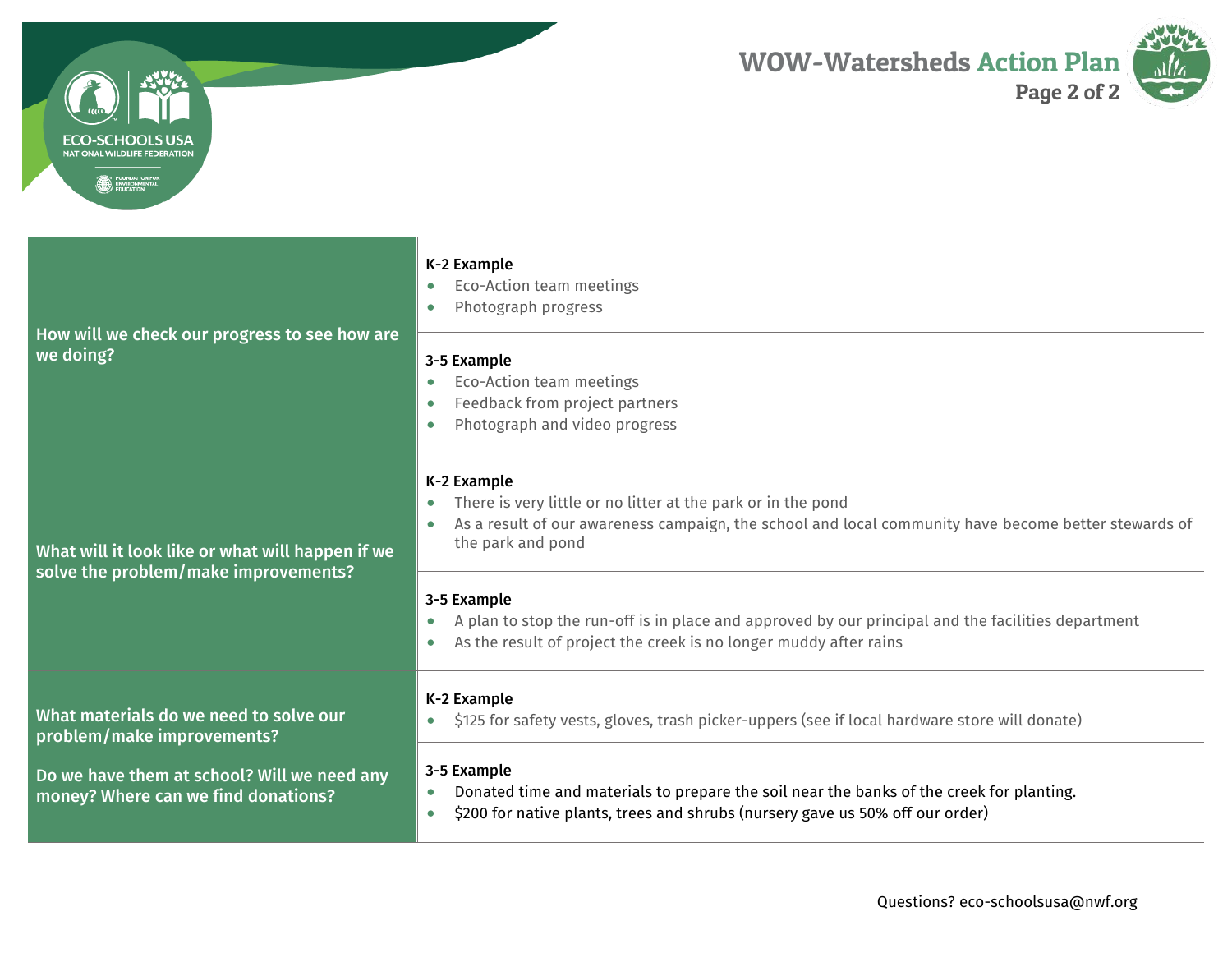# WOW-Watersheds Action Plan

| | |
|---|---|
| **How will we check our progress to see how are we doing?** | **K-2 Example**<br>• Eco-Action team meetings<br>• Photograph progress<br><br>**3-5 Example**<br>• Eco-Action team meetings<br>• Feedback from project partners<br>• Photograph and video progress |
| **What will it look like or what will happen if we solve the problem/make improvements?** | **K-2 Example**<br>• There is very little or no litter at the park or in the pond<br>• As a result of our awareness campaign, the school and local community have become better stewards of the park and pond<br><br>**3-5 Example**<br>• A plan to stop the run-off is in place and approved by our principal and the facilities department<br>• As the result of project the creek is no longer muddy after rains |
| **What materials do we need to solve our problem/make improvements?**<br><br>**Do we have them at school? Will we need any money? Where can we find donations?** | **K-2 Example**<br>• $125 for safety vests, gloves, trash picker-uppers (see if local hardware store will donate)<br><br>**3-5 Example**<br>• Donated time and materials to prepare the soil near the banks of the creek for planting.<br>• $200 for native plants, trees and shrubs (nursery gave us 50% off our order) |

Questions? eco-schoolsusa@nwf.org